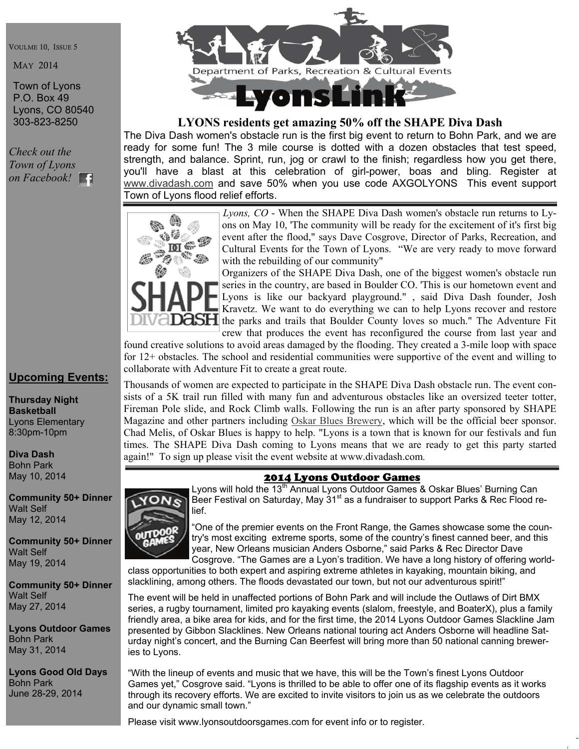VOULME 10, ISSUE 5

MAY 2014

Town of Lyons
P.O. Box 49
Lyons, CO 80540
303-823-8250

*Check out the Town of Lyons on Facebook!*

# LYONS Department of Parks, Recreation & Cultural Events — LyonsLink

## LYONS residents get amazing 50% off the SHAPE Diva Dash

The Diva Dash women's obstacle run is the first big event to return to Bohn Park, and we are ready for some fun! The 3 mile course is dotted with a dozen obstacles that test speed, strength, and balance. Sprint, run, jog or crawl to the finish; regardless how you get there, you'll have a blast at this celebration of girl-power, boas and bling. Register at www.divadash.com and save 50% when you use code AXGOLYONS This event support Town of Lyons flood relief efforts.

*Lyons, CO* - When the SHAPE Diva Dash women's obstacle run returns to Lyons on May 10, 'The community will be ready for the excitement of it's first big event after the flood," says Dave Cosgrove, Director of Parks, Recreation, and Cultural Events for the Town of Lyons. "We are very ready to move forward with the rebuilding of our community"

Organizers of the SHAPE Diva Dash, one of the biggest women's obstacle run series in the country, are based in Boulder CO. 'This is our hometown event and Lyons is like our backyard playground." , said Diva Dash founder, Josh Kravetz. We want to do everything we can to help Lyons recover and restore the parks and trails that Boulder County loves so much." The Adventure Fit crew that produces the event has reconfigured the course from last year and found creative solutions to avoid areas damaged by the flooding. They created a 3-mile loop with space for 12+ obstacles. The school and residential communities were supportive of the event and willing to collaborate with Adventure Fit to create a great route.

Thousands of women are expected to participate in the SHAPE Diva Dash obstacle run. The event consists of a 5K trail run filled with many fun and adventurous obstacles like an oversized teeter totter, Fireman Pole slide, and Rock Climb walls. Following the run is an after party sponsored by SHAPE Magazine and other partners including Oskar Blues Brewery, which will be the official beer sponsor. Chad Melis, of Oskar Blues is happy to help. "Lyons is a town that is known for our festivals and fun times. The SHAPE Diva Dash coming to Lyons means that we are ready to get this party started again!" To sign up please visit the event website at www.divadash.com.

## 2014 Lyons Outdoor Games

Lyons will hold the 13th Annual Lyons Outdoor Games & Oskar Blues' Burning Can Beer Festival on Saturday, May 31st as a fundraiser to support Parks & Rec Flood relief.

"One of the premier events on the Front Range, the Games showcase some the country's most exciting extreme sports, some of the country's finest canned beer, and this year, New Orleans musician Anders Osborne," said Parks & Rec Director Dave Cosgrove. "The Games are a Lyon's tradition. We have a long history of offering world-class opportunities to both expert and aspiring extreme athletes in kayaking, mountain biking, and slacklining, among others. The floods devastated our town, but not our adventurous spirit!"

The event will be held in unaffected portions of Bohn Park and will include the Outlaws of Dirt BMX series, a rugby tournament, limited pro kayaking events (slalom, freestyle, and BoaterX), plus a family friendly area, a bike area for kids, and for the first time, the 2014 Lyons Outdoor Games Slackline Jam presented by Gibbon Slacklines. New Orleans national touring act Anders Osborne will headline Saturday night's concert, and the Burning Can Beerfest will bring more than 50 national canning breweries to Lyons.

"With the lineup of events and music that we have, this will be the Town's finest Lyons Outdoor Games yet," Cosgrove said. "Lyons is thrilled to be able to offer one of its flagship events as it works through its recovery efforts. We are excited to invite visitors to join us as we celebrate the outdoors and our dynamic small town."

Please visit www.lyonsoutdoorsgames.com for event info or to register.

## Upcoming Events:

**Thursday Night Basketball**
Lyons Elementary
8:30pm-10pm

**Diva Dash**
Bohn Park
May 10, 2014

**Community 50+ Dinner**
Walt Self
May 12, 2014

**Community 50+ Dinner**
Walt Self
May 19, 2014

**Community 50+ Dinner**
Walt Self
May 27, 2014

**Lyons Outdoor Games**
Bohn Park
May 31, 2014

**Lyons Good Old Days**
Bohn Park
June 28-29, 2014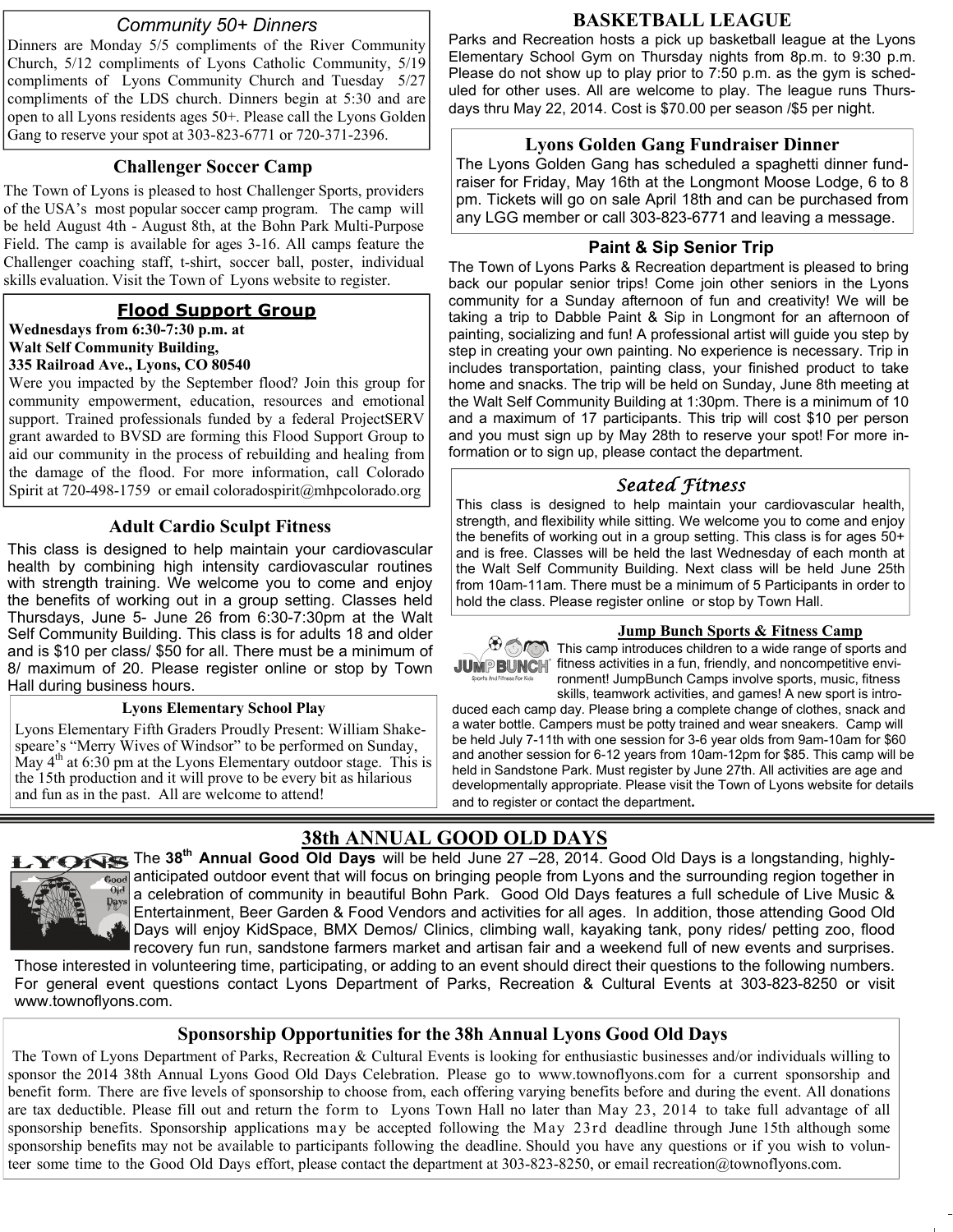### *Community 50+ Dinners*

Dinners are Monday 5/5 compliments of the River Community Church, 5/12 compliments of Lyons Catholic Community, 5/19 compliments of Lyons Community Church and Tuesday 5/27 compliments of the LDS church. Dinners begin at 5:30 and are open to all Lyons residents ages 50+. Please call the Lyons Golden Gang to reserve your spot at 303-823-6771 or 720-371-2396.

### Challenger Soccer Camp

The Town of Lyons is pleased to host Challenger Sports, providers of the USA's most popular soccer camp program. The camp will be held August 4th - August 8th, at the Bohn Park Multi-Purpose Field. The camp is available for ages 3-16. All camps feature the Challenger coaching staff, t-shirt, soccer ball, poster, individual skills evaluation. Visit the Town of Lyons website to register.

### Flood Support Group

**Wednesdays from 6:30-7:30 p.m. at**
**Walt Self Community Building,**
**335 Railroad Ave., Lyons, CO 80540**

Were you impacted by the September flood? Join this group for community empowerment, education, resources and emotional support. Trained professionals funded by a federal ProjectSERV grant awarded to BVSD are forming this Flood Support Group to aid our community in the process of rebuilding and healing from the damage of the flood. For more information, call Colorado Spirit at 720-498-1759 or email coloradospirit@mhpcolorado.org

### Adult Cardio Sculpt Fitness

This class is designed to help maintain your cardiovascular health by combining high intensity cardiovascular routines with strength training. We welcome you to come and enjoy the benefits of working out in a group setting. Classes held Thursdays, June 5- June 26 from 6:30-7:30pm at the Walt Self Community Building. This class is for adults 18 and older and is $10 per class/ $50 for all. There must be a minimum of 8/ maximum of 20. Please register online or stop by Town Hall during business hours.

### Lyons Elementary School Play

Lyons Elementary Fifth Graders Proudly Present: William Shakespeare's "Merry Wives of Windsor" to be performed on Sunday, May 4th at 6:30 pm at the Lyons Elementary outdoor stage. This is the 15th production and it will prove to be every bit as hilarious and fun as in the past. All are welcome to attend!

### BASKETBALL LEAGUE

Parks and Recreation hosts a pick up basketball league at the Lyons Elementary School Gym on Thursday nights from 8p.m. to 9:30 p.m. Please do not show up to play prior to 7:50 p.m. as the gym is scheduled for other uses. All are welcome to play. The league runs Thursdays thru May 22, 2014. Cost is $70.00 per season /$5 per night.

### Lyons Golden Gang Fundraiser Dinner

The Lyons Golden Gang has scheduled a spaghetti dinner fundraiser for Friday, May 16th at the Longmont Moose Lodge, 6 to 8 pm. Tickets will go on sale April 18th and can be purchased from any LGG member or call 303-823-6771 and leaving a message.

### Paint & Sip Senior Trip

The Town of Lyons Parks & Recreation department is pleased to bring back our popular senior trips! Come join other seniors in the Lyons community for a Sunday afternoon of fun and creativity! We will be taking a trip to Dabble Paint & Sip in Longmont for an afternoon of painting, socializing and fun! A professional artist will guide you step by step in creating your own painting. No experience is necessary. Trip in includes transportation, painting class, your finished product to take home and snacks. The trip will be held on Sunday, June 8th meeting at the Walt Self Community Building at 1:30pm. There is a minimum of 10 and a maximum of 17 participants. This trip will cost $10 per person and you must sign up by May 28th to reserve your spot! For more information or to sign up, please contact the department.

### *Seated Fitness*

This class is designed to help maintain your cardiovascular health, strength, and flexibility while sitting. We welcome you to come and enjoy the benefits of working out in a group setting. This class is for ages 50+ and is free. Classes will be held the last Wednesday of each month at the Walt Self Community Building. Next class will be held June 25th from 10am-11am. There must be a minimum of 5 Participants in order to hold the class. Please register online or stop by Town Hall.

### Jump Bunch Sports & Fitness Camp

This camp introduces children to a wide range of sports and fitness activities in a fun, friendly, and noncompetitive environment! JumpBunch Camps involve sports, music, fitness skills, teamwork activities, and games! A new sport is introduced each camp day. Please bring a complete change of clothes, snack and a water bottle. Campers must be potty trained and wear sneakers. Camp will be held July 7-11th with one session for 3-6 year olds from 9am-10am for $60 and another session for 6-12 years from 10am-12pm for $85. This camp will be held in Sandstone Park. Must register by June 27th. All activities are age and developmentally appropriate. Please visit the Town of Lyons website for details and to register or contact the department.

## 38th ANNUAL GOOD OLD DAYS

The **38th Annual Good Old Days** will be held June 27 –28, 2014. Good Old Days is a longstanding, highly-anticipated outdoor event that will focus on bringing people from Lyons and the surrounding region together in a celebration of community in beautiful Bohn Park. Good Old Days features a full schedule of Live Music & Entertainment, Beer Garden & Food Vendors and activities for all ages. In addition, those attending Good Old Days will enjoy KidSpace, BMX Demos/ Clinics, climbing wall, kayaking tank, pony rides/ petting zoo, flood recovery fun run, sandstone farmers market and artisan fair and a weekend full of new events and surprises. Those interested in volunteering time, participating, or adding to an event should direct their questions to the following numbers. For general event questions contact Lyons Department of Parks, Recreation & Cultural Events at 303-823-8250 or visit www.townoflyons.com.

### Sponsorship Opportunities for the 38h Annual Lyons Good Old Days

The Town of Lyons Department of Parks, Recreation & Cultural Events is looking for enthusiastic businesses and/or individuals willing to sponsor the 2014 38th Annual Lyons Good Old Days Celebration. Please go to www.townoflyons.com for a current sponsorship and benefit form. There are five levels of sponsorship to choose from, each offering varying benefits before and during the event. All donations are tax deductible. Please fill out and return the form to Lyons Town Hall no later than May 23, 2014 to take full advantage of all sponsorship benefits. Sponsorship applications may be accepted following the May 23rd deadline through June 15th although some sponsorship benefits may not be available to participants following the deadline. Should you have any questions or if you wish to volunteer some time to the Good Old Days effort, please contact the department at 303-823-8250, or email recreation@townoflyons.com.